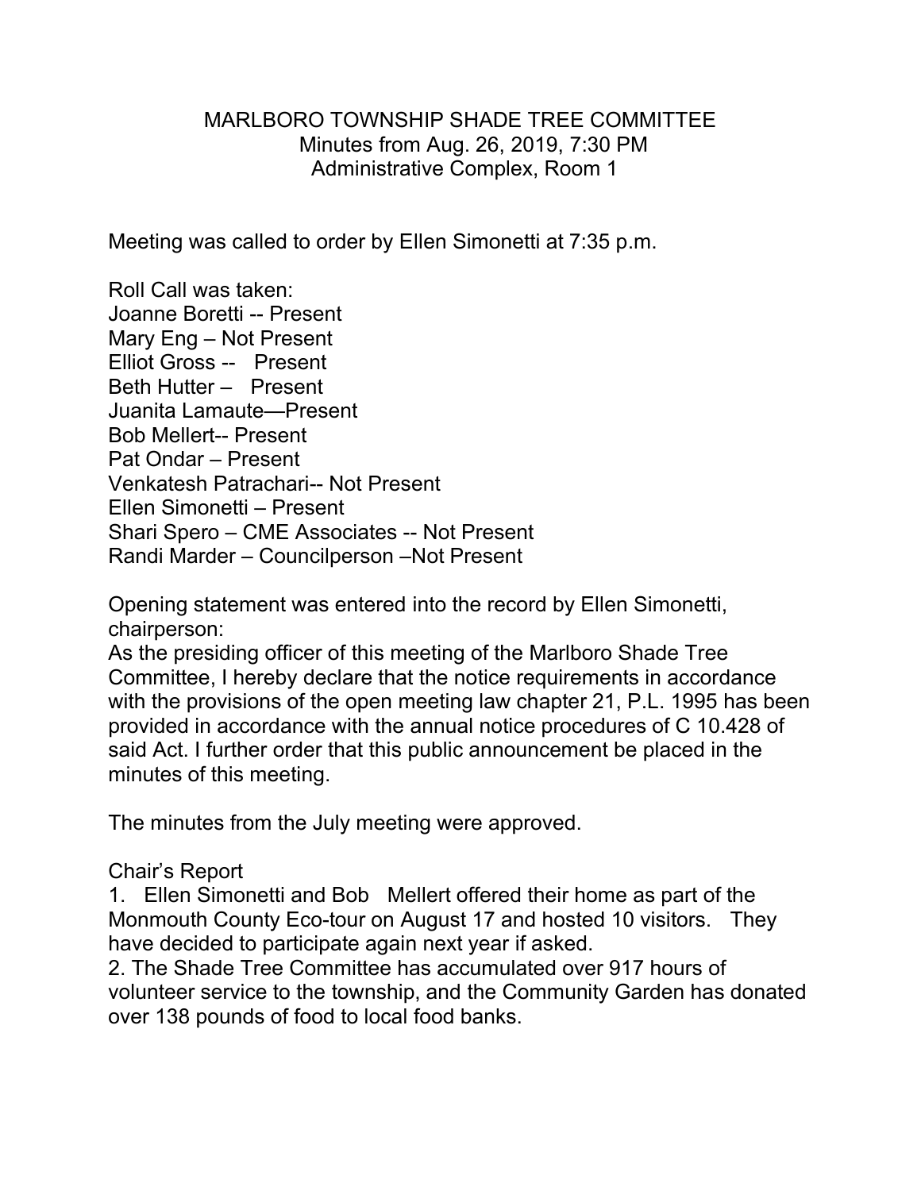# MARLBORO TOWNSHIP SHADE TREE COMMITTEE

Minutes from Aug. 26, 2019, 7:30 PM
Administrative Complex, Room 1

Meeting was called to order by Ellen Simonetti at 7:35 p.m.

Roll Call was taken:
Joanne Boretti -- Present
Mary Eng – Not Present
Elliot Gross -- Present
Beth Hutter – Present
Juanita Lamaute—Present
Bob Mellert-- Present
Pat Ondar – Present
Venkatesh Patrachari-- Not Present
Ellen Simonetti – Present
Shari Spero – CME Associates -- Not Present
Randi Marder – Councilperson –Not Present

Opening statement was entered into the record by Ellen Simonetti, chairperson:
As the presiding officer of this meeting of the Marlboro Shade Tree Committee, I hereby declare that the notice requirements in accordance with the provisions of the open meeting law chapter 21, P.L. 1995 has been provided in accordance with the annual notice procedures of C 10.428 of said Act. I further order that this public announcement be placed in the minutes of this meeting.

The minutes from the July meeting were approved.

Chair's Report

1. Ellen Simonetti and Bob Mellert offered their home as part of the Monmouth County Eco-tour on August 17 and hosted 10 visitors. They have decided to participate again next year if asked.
2. The Shade Tree Committee has accumulated over 917 hours of volunteer service to the township, and the Community Garden has donated over 138 pounds of food to local food banks.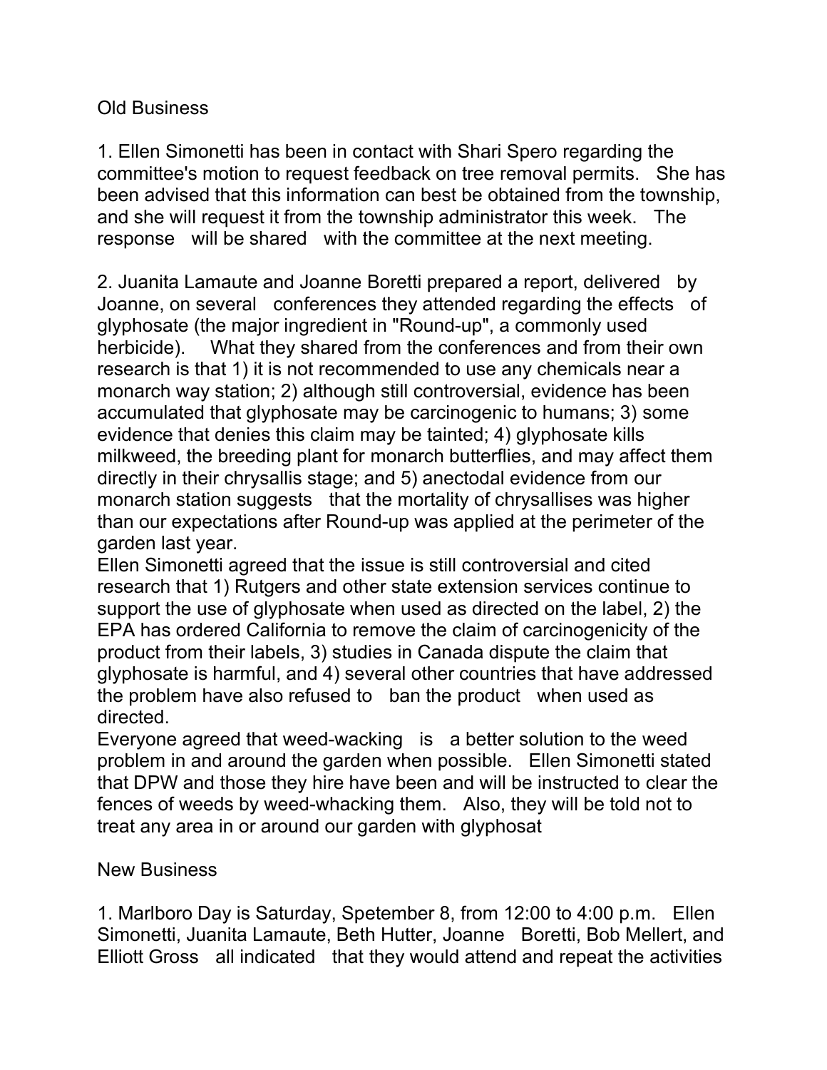Old Business

1. Ellen Simonetti has been in contact with Shari Spero regarding the committee's motion to request feedback on tree removal permits. She has been advised that this information can best be obtained from the township, and she will request it from the township administrator this week. The response will be shared with the committee at the next meeting.

2. Juanita Lamaute and Joanne Boretti prepared a report, delivered by Joanne, on several conferences they attended regarding the effects of glyphosate (the major ingredient in "Round-up", a commonly used herbicide). What they shared from the conferences and from their own research is that 1) it is not recommended to use any chemicals near a monarch way station; 2) although still controversial, evidence has been accumulated that glyphosate may be carcinogenic to humans; 3) some evidence that denies this claim may be tainted; 4) glyphosate kills milkweed, the breeding plant for monarch butterflies, and may affect them directly in their chrysallis stage; and 5) anectodal evidence from our monarch station suggests that the mortality of chrysallises was higher than our expectations after Round-up was applied at the perimeter of the garden last year.
Ellen Simonetti agreed that the issue is still controversial and cited research that 1) Rutgers and other state extension services continue to support the use of glyphosate when used as directed on the label, 2) the EPA has ordered California to remove the claim of carcinogenicity of the product from their labels, 3) studies in Canada dispute the claim that glyphosate is harmful, and 4) several other countries that have addressed the problem have also refused to ban the product when used as directed.
Everyone agreed that weed-wacking is a better solution to the weed problem in and around the garden when possible. Ellen Simonetti stated that DPW and those they hire have been and will be instructed to clear the fences of weeds by weed-whacking them. Also, they will be told not to treat any area in or around our garden with glyphosat

New Business

1. Marlboro Day is Saturday, Spetember 8, from 12:00 to 4:00 p.m. Ellen Simonetti, Juanita Lamaute, Beth Hutter, Joanne Boretti, Bob Mellert, and Elliott Gross all indicated that they would attend and repeat the activities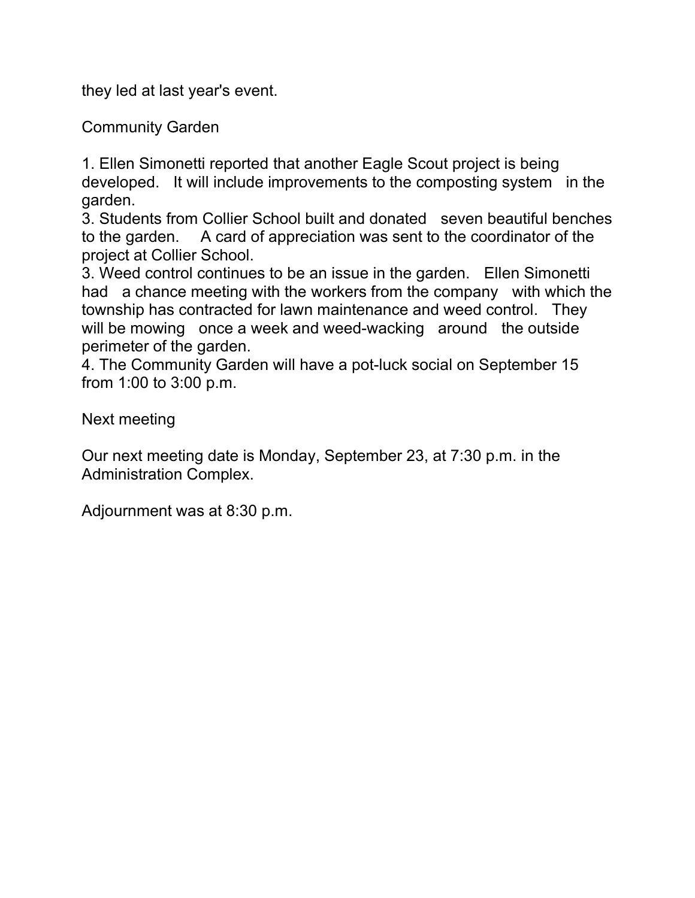they led at last year's event.

## Community Garden

1. Ellen Simonetti reported that another Eagle Scout project is being developed. It will include improvements to the composting system in the garden.
3. Students from Collier School built and donated seven beautiful benches to the garden. A card of appreciation was sent to the coordinator of the project at Collier School.
3. Weed control continues to be an issue in the garden. Ellen Simonetti had a chance meeting with the workers from the company with which the township has contracted for lawn maintenance and weed control. They will be mowing once a week and weed-wacking around the outside perimeter of the garden.
4. The Community Garden will have a pot-luck social on September 15 from 1:00 to 3:00 p.m.

## Next meeting

Our next meeting date is Monday, September 23, at 7:30 p.m. in the Administration Complex.

Adjournment was at 8:30 p.m.